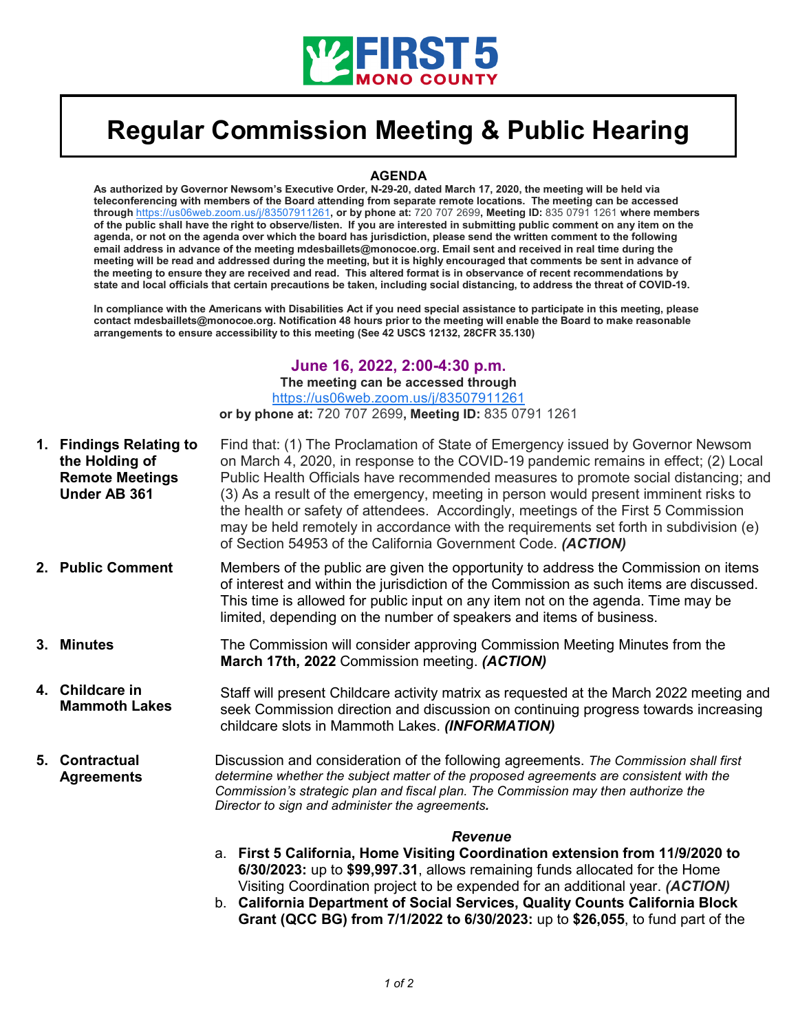FIRST 5 MONO COUNTY

# Regular Commission Meeting & Public Hearing

**AGENDA**

**As authorized by Governor Newsom's Executive Order, N-29-20, dated March 17, 2020, the meeting will be held via teleconferencing with members of the Board attending from separate remote locations. The meeting can be accessed through** https://us06web.zoom.us/j/83507911261**, or by phone at:** 720 707 2699**, Meeting ID:** 835 0791 1261 **where members of the public shall have the right to observe/listen. If you are interested in submitting public comment on any item on the agenda, or not on the agenda over which the board has jurisdiction, please send the written comment to the following email address in advance of the meeting mdesbaillets@monocoe.org. Email sent and received in real time during the meeting will be read and addressed during the meeting, but it is highly encouraged that comments be sent in advance of the meeting to ensure they are received and read. This altered format is in observance of recent recommendations by state and local officials that certain precautions be taken, including social distancing, to address the threat of COVID-19.**

**In compliance with the Americans with Disabilities Act if you need special assistance to participate in this meeting, please contact mdesbaillets@monocoe.org. Notification 48 hours prior to the meeting will enable the Board to make reasonable arrangements to ensure accessibility to this meeting (See 42 USCS 12132, 28CFR 35.130)**

**June 16, 2022, 2:00-4:30 p.m.**

**The meeting can be accessed through**

https://us06web.zoom.us/j/83507911261

**or by phone at:** 720 707 2699**, Meeting ID:** 835 0791 1261

1. **Findings Relating to the Holding of Remote Meetings Under AB 361** — Find that: (1) The Proclamation of State of Emergency issued by Governor Newsom on March 4, 2020, in response to the COVID-19 pandemic remains in effect; (2) Local Public Health Officials have recommended measures to promote social distancing; and (3) As a result of the emergency, meeting in person would present imminent risks to the health or safety of attendees. Accordingly, meetings of the First 5 Commission may be held remotely in accordance with the requirements set forth in subdivision (e) of Section 54953 of the California Government Code. ***(ACTION)***

2. **Public Comment** — Members of the public are given the opportunity to address the Commission on items of interest and within the jurisdiction of the Commission as such items are discussed. This time is allowed for public input on any item not on the agenda. Time may be limited, depending on the number of speakers and items of business.

3. **Minutes** — The Commission will consider approving Commission Meeting Minutes from the **March 17th, 2022** Commission meeting. ***(ACTION)***

4. **Childcare in Mammoth Lakes** — Staff will present Childcare activity matrix as requested at the March 2022 meeting and seek Commission direction and discussion on continuing progress towards increasing childcare slots in Mammoth Lakes. ***(INFORMATION)***

5. **Contractual Agreements** — Discussion and consideration of the following agreements. *The Commission shall first determine whether the subject matter of the proposed agreements are consistent with the Commission's strategic plan and fiscal plan. The Commission may then authorize the Director to sign and administer the agreements.*

   ***Revenue***

   a. **First 5 California, Home Visiting Coordination extension from 11/9/2020 to 6/30/2023:** up to **$99,997.31**, allows remaining funds allocated for the Home Visiting Coordination project to be expended for an additional year. ***(ACTION)***
   b. **California Department of Social Services, Quality Counts California Block Grant (QCC BG) from 7/1/2022 to 6/30/2023:** up to **$26,055**, to fund part of the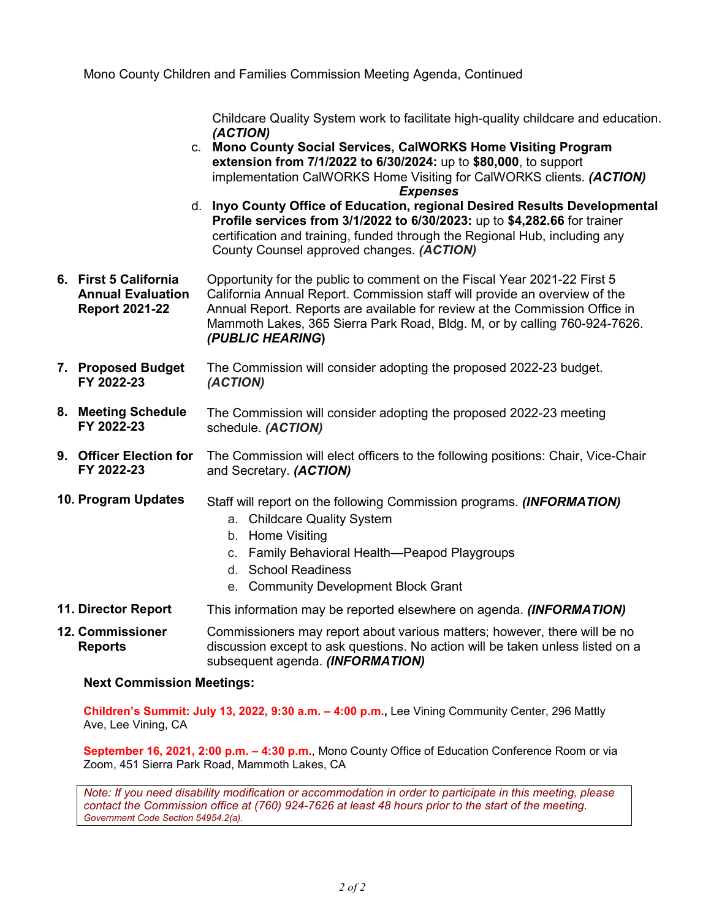Mono County Children and Families Commission Meeting Agenda, Continued

Childcare Quality System work to facilitate high-quality childcare and education. ***(ACTION)***

c. **Mono County Social Services, CalWORKS Home Visiting Program extension from 7/1/2022 to 6/30/2024:** up to **$80,000**, to support implementation CalWORKS Home Visiting for CalWORKS clients. ***(ACTION)***

***Expenses***

d. **Inyo County Office of Education, regional Desired Results Developmental Profile services from 3/1/2022 to 6/30/2023:** up to **$4,282.66** for trainer certification and training, funded through the Regional Hub, including any County Counsel approved changes. ***(ACTION)***

6. **First 5 California Annual Evaluation Report 2021-22** — Opportunity for the public to comment on the Fiscal Year 2021-22 First 5 California Annual Report. Commission staff will provide an overview of the Annual Report. Reports are available for review at the Commission Office in Mammoth Lakes, 365 Sierra Park Road, Bldg. M, or by calling 760-924-7626. ***(PUBLIC HEARING)***

7. **Proposed Budget FY 2022-23** — The Commission will consider adopting the proposed 2022-23 budget. ***(ACTION)***

8. **Meeting Schedule FY 2022-23** — The Commission will consider adopting the proposed 2022-23 meeting schedule. ***(ACTION)***

9. **Officer Election for FY 2022-23** — The Commission will elect officers to the following positions: Chair, Vice-Chair and Secretary. ***(ACTION)***

10. **Program Updates** — Staff will report on the following Commission programs. ***(INFORMATION)***
    a. Childcare Quality System
    b. Home Visiting
    c. Family Behavioral Health—Peapod Playgroups
    d. School Readiness
    e. Community Development Block Grant

11. **Director Report** — This information may be reported elsewhere on agenda. ***(INFORMATION)***

12. **Commissioner Reports** — Commissioners may report about various matters; however, there will be no discussion except to ask questions. No action will be taken unless listed on a subsequent agenda. ***(INFORMATION)***

**Next Commission Meetings:**

**Children's Summit: July 13, 2022, 9:30 a.m. – 4:00 p.m.,** Lee Vining Community Center, 296 Mattly Ave, Lee Vining, CA

**September 16, 2021, 2:00 p.m. – 4:30 p.m.**, Mono County Office of Education Conference Room or via Zoom, 451 Sierra Park Road, Mammoth Lakes, CA

*Note: If you need disability modification or accommodation in order to participate in this meeting, please contact the Commission office at (760) 924-7626 at least 48 hours prior to the start of the meeting. Government Code Section 54954.2(a).*